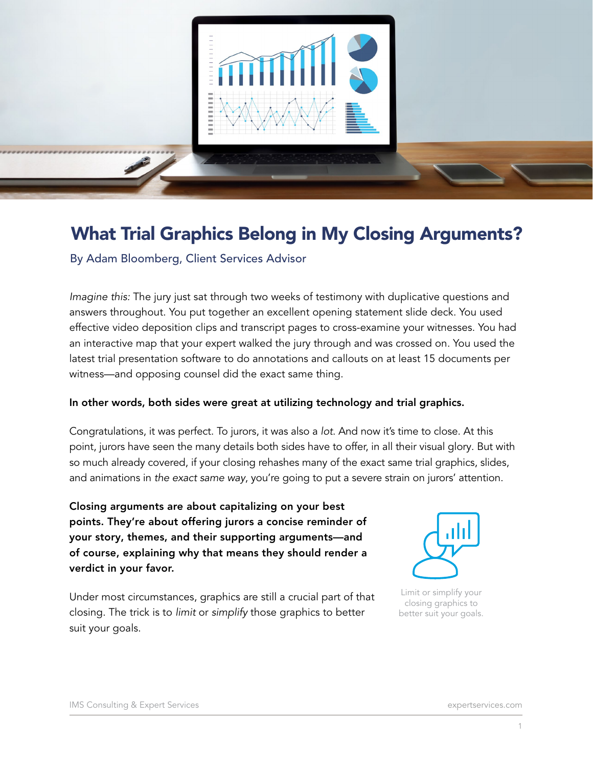# What Trial Graphics Belong in My Closing Arguments?

By Adam Bloomberg, Client Services Advisor

*Imagine this:* The jury just sat through two weeks of testimony with duplicative questions and answers throughout. You put together an excellent opening statement slide deck. You used effective video deposition clips and transcript pages to cross-examine your witnesses. You had an interactive map that your expert walked the jury through and was crossed on. You used the latest trial presentation software to do annotations and callouts on at least 15 documents per witness—and opposing counsel did the exact same thing.

**In other words, both sides were great at utilizing technology and trial graphics.**

Congratulations, it was perfect. To jurors, it was also a *lot*. And now it's time to close. At this point, jurors have seen the many details both sides have to offer, in all their visual glory. But with so much already covered, if your closing rehashes many of the exact same trial graphics, slides, and animations in *the exact same way*, you're going to put a severe strain on jurors' attention.

**Closing arguments are about capitalizing on your best points. They're about offering jurors a concise reminder of your story, themes, and their supporting arguments—and of course, explaining why that means they should render a verdict in your favor.**

Under most circumstances, graphics are still a crucial part of that closing. The trick is to *limit* or *simplify* those graphics to better suit your goals.

Limit or simplify your closing graphics to better suit your goals.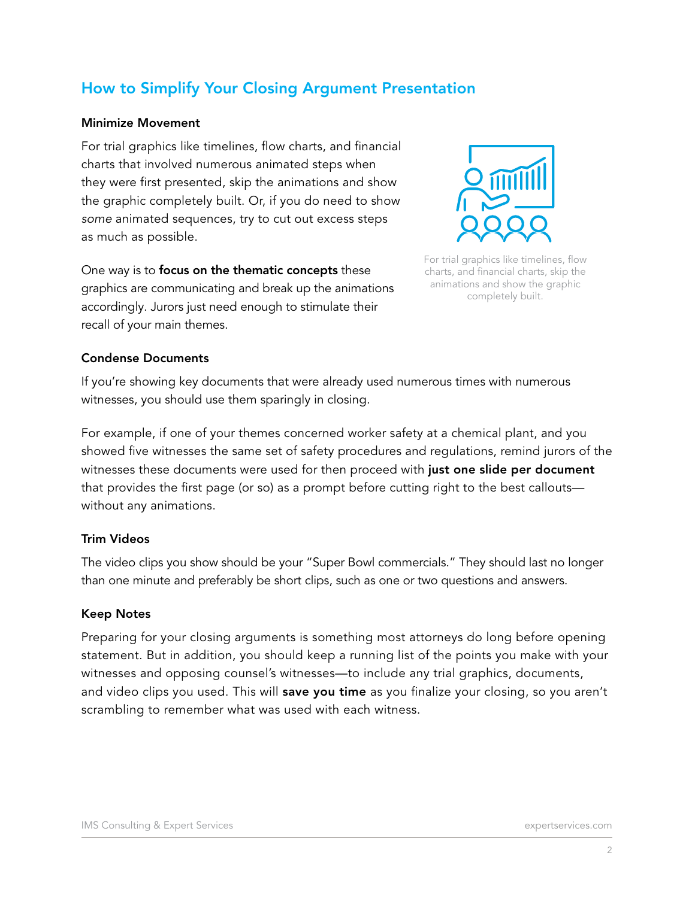## How to Simplify Your Closing Argument Presentation

### Minimize Movement

For trial graphics like timelines, flow charts, and financial charts that involved numerous animated steps when they were first presented, skip the animations and show the graphic completely built. Or, if you do need to show *some* animated sequences, try to cut out excess steps as much as possible.

One way is to **focus on the thematic concepts** these graphics are communicating and break up the animations accordingly. Jurors just need enough to stimulate their recall of your main themes.

For trial graphics like timelines, flow charts, and financial charts, skip the animations and show the graphic completely built.

### Condense Documents

If you're showing key documents that were already used numerous times with numerous witnesses, you should use them sparingly in closing.

For example, if one of your themes concerned worker safety at a chemical plant, and you showed five witnesses the same set of safety procedures and regulations, remind jurors of the witnesses these documents were used for then proceed with **just one slide per document** that provides the first page (or so) as a prompt before cutting right to the best callouts—without any animations.

### Trim Videos

The video clips you show should be your "Super Bowl commercials." They should last no longer than one minute and preferably be short clips, such as one or two questions and answers.

### Keep Notes

Preparing for your closing arguments is something most attorneys do long before opening statement. But in addition, you should keep a running list of the points you make with your witnesses and opposing counsel's witnesses—to include any trial graphics, documents, and video clips you used. This will **save you time** as you finalize your closing, so you aren't scrambling to remember what was used with each witness.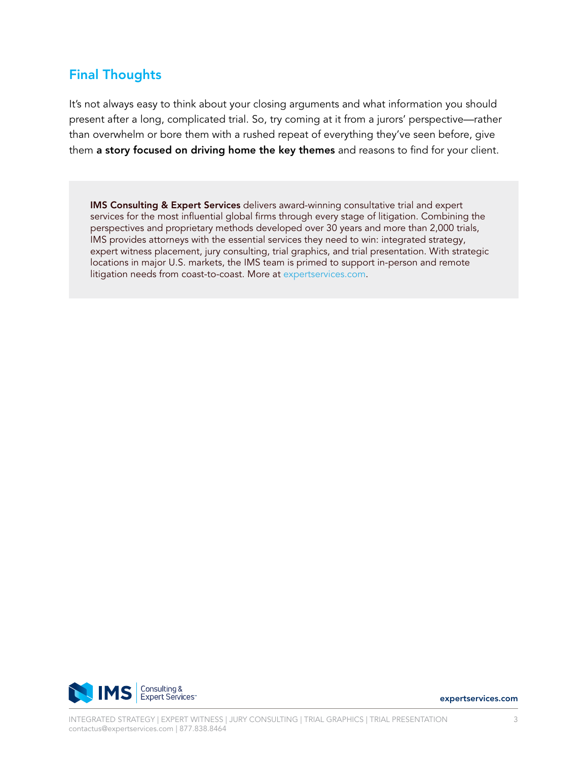## Final Thoughts

It's not always easy to think about your closing arguments and what information you should present after a long, complicated trial. So, try coming at it from a jurors' perspective—rather than overwhelm or bore them with a rushed repeat of everything they've seen before, give them **a story focused on driving home the key themes** and reasons to find for your client.

**IMS Consulting & Expert Services** delivers award-winning consultative trial and expert services for the most influential global firms through every stage of litigation. Combining the perspectives and proprietary methods developed over 30 years and more than 2,000 trials, IMS provides attorneys with the essential services they need to win: integrated strategy, expert witness placement, jury consulting, trial graphics, and trial presentation. With strategic locations in major U.S. markets, the IMS team is primed to support in-person and remote litigation needs from coast-to-coast. More at expertservices.com.